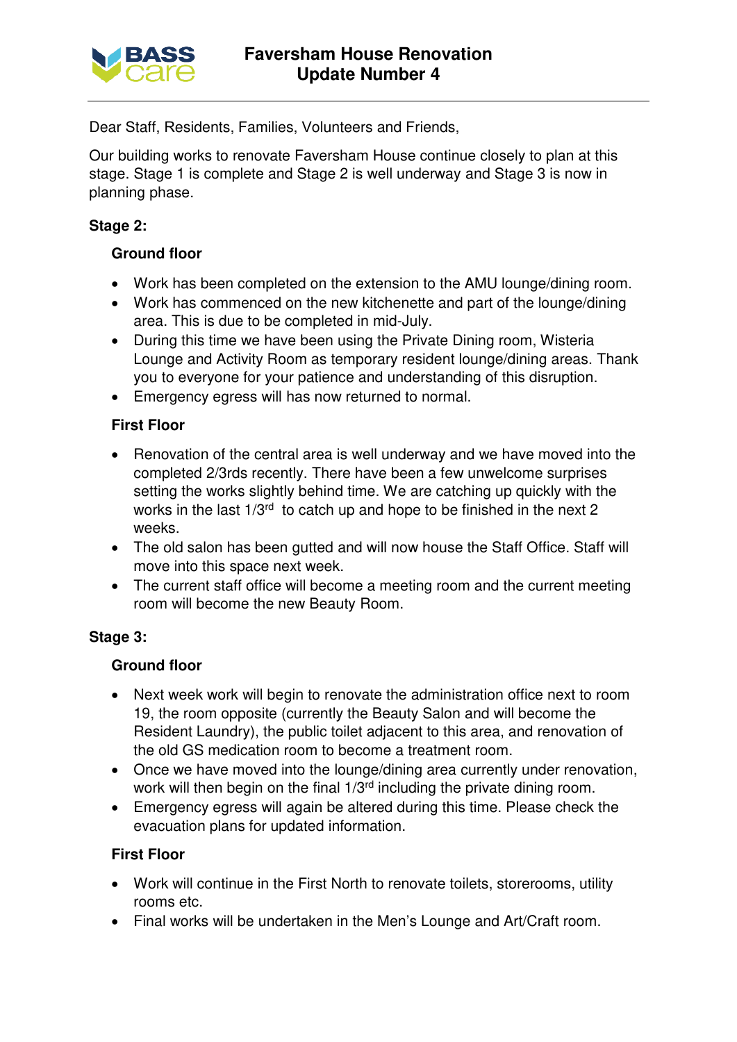BASS care

# Faversham House Renovation
## Update Number 4

Dear Staff, Residents, Families, Volunteers and Friends,

Our building works to renovate Faversham House continue closely to plan at this stage. Stage 1 is complete and Stage 2 is well underway and Stage 3 is now in planning phase.

### Stage 2:

#### Ground floor

- Work has been completed on the extension to the AMU lounge/dining room.
- Work has commenced on the new kitchenette and part of the lounge/dining area. This is due to be completed in mid-July.
- During this time we have been using the Private Dining room, Wisteria Lounge and Activity Room as temporary resident lounge/dining areas. Thank you to everyone for your patience and understanding of this disruption.
- Emergency egress will has now returned to normal.

#### First Floor

- Renovation of the central area is well underway and we have moved into the completed 2/3rds recently. There have been a few unwelcome surprises setting the works slightly behind time. We are catching up quickly with the works in the last 1/3rd to catch up and hope to be finished in the next 2 weeks.
- The old salon has been gutted and will now house the Staff Office. Staff will move into this space next week.
- The current staff office will become a meeting room and the current meeting room will become the new Beauty Room.

### Stage 3:

#### Ground floor

- Next week work will begin to renovate the administration office next to room 19, the room opposite (currently the Beauty Salon and will become the Resident Laundry), the public toilet adjacent to this area, and renovation of the old GS medication room to become a treatment room.
- Once we have moved into the lounge/dining area currently under renovation, work will then begin on the final 1/3rd including the private dining room.
- Emergency egress will again be altered during this time. Please check the evacuation plans for updated information.

#### First Floor

- Work will continue in the First North to renovate toilets, storerooms, utility rooms etc.
- Final works will be undertaken in the Men's Lounge and Art/Craft room.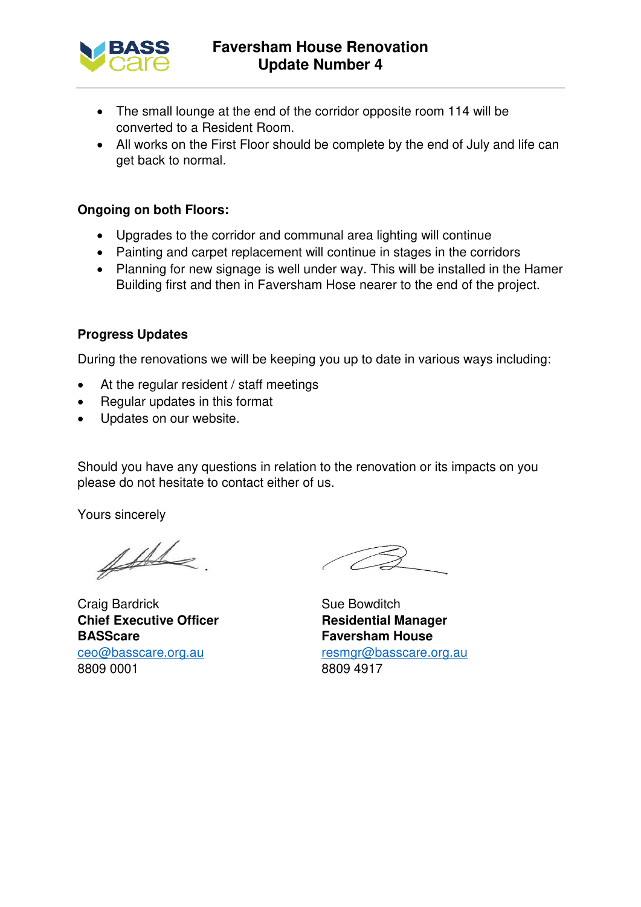- The small lounge at the end of the corridor opposite room 114 will be converted to a Resident Room.
- All works on the First Floor should be complete by the end of July and life can get back to normal.

**Ongoing on both Floors:**

- Upgrades to the corridor and communal area lighting will continue
- Painting and carpet replacement will continue in stages in the corridors
- Planning for new signage is well under way. This will be installed in the Hamer Building first and then in Faversham Hose nearer to the end of the project.

**Progress Updates**

During the renovations we will be keeping you up to date in various ways including:

- At the regular resident / staff meetings
- Regular updates in this format
- Updates on our website.

Should you have any questions in relation to the renovation or its impacts on you please do not hesitate to contact either of us.

Yours sincerely

Craig Bardrick
**Chief Executive Officer**
**BASScare**
ceo@basscare.org.au
8809 0001

Sue Bowditch
**Residential Manager**
**Faversham House**
resmgr@basscare.org.au
8809 4917